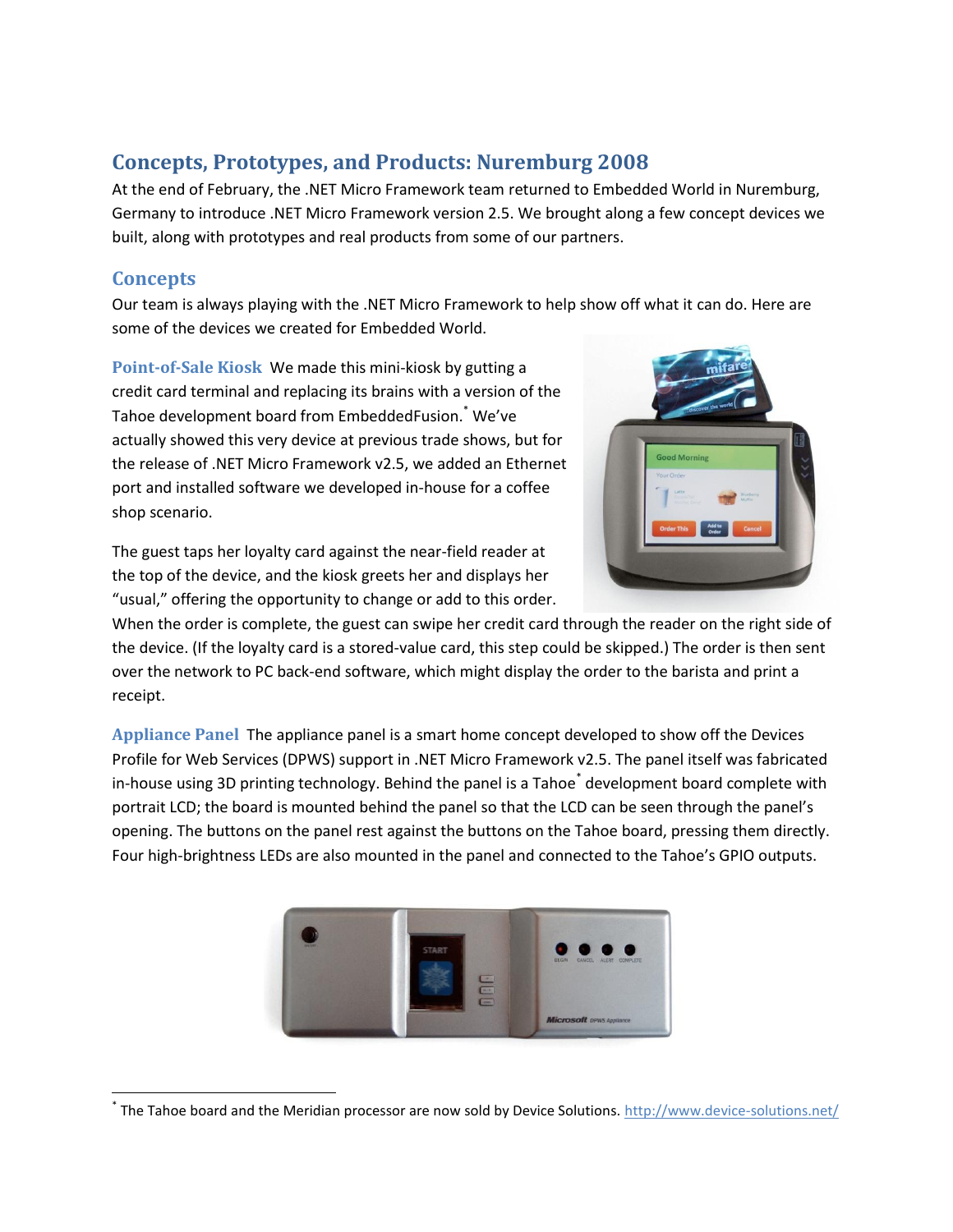## Concepts, Prototypes, and Products: Nuremburg 2008

At the end of February, the .NET Micro Framework team returned to Embedded World in Nuremburg, Germany to introduce .NET Micro Framework version 2.5. We brought along a few concept devices we built, along with prototypes and real products from some of our partners.

### Concepts

Our team is always playing with the .NET Micro Framework to help show off what it can do. Here are some of the devices we created for Embedded World.

**Point-of-Sale Kiosk** We made this mini-kiosk by gutting a credit card terminal and replacing its brains with a version of the Tahoe development board from EmbeddedFusion.* We've actually showed this very device at previous trade shows, but for the release of .NET Micro Framework v2.5, we added an Ethernet port and installed software we developed in-house for a coffee shop scenario.

The guest taps her loyalty card against the near-field reader at the top of the device, and the kiosk greets her and displays her "usual," offering the opportunity to change or add to this order. When the order is complete, the guest can swipe her credit card through the reader on the right side of the device. (If the loyalty card is a stored-value card, this step could be skipped.) The order is then sent over the network to PC back-end software, which might display the order to the barista and print a receipt.

**Appliance Panel** The appliance panel is a smart home concept developed to show off the Devices Profile for Web Services (DPWS) support in .NET Micro Framework v2.5. The panel itself was fabricated in-house using 3D printing technology. Behind the panel is a Tahoe* development board complete with portrait LCD; the board is mounted behind the panel so that the LCD can be seen through the panel's opening. The buttons on the panel rest against the buttons on the Tahoe board, pressing them directly. Four high-brightness LEDs are also mounted in the panel and connected to the Tahoe's GPIO outputs.

---

* The Tahoe board and the Meridian processor are now sold by Device Solutions. http://www.device-solutions.net/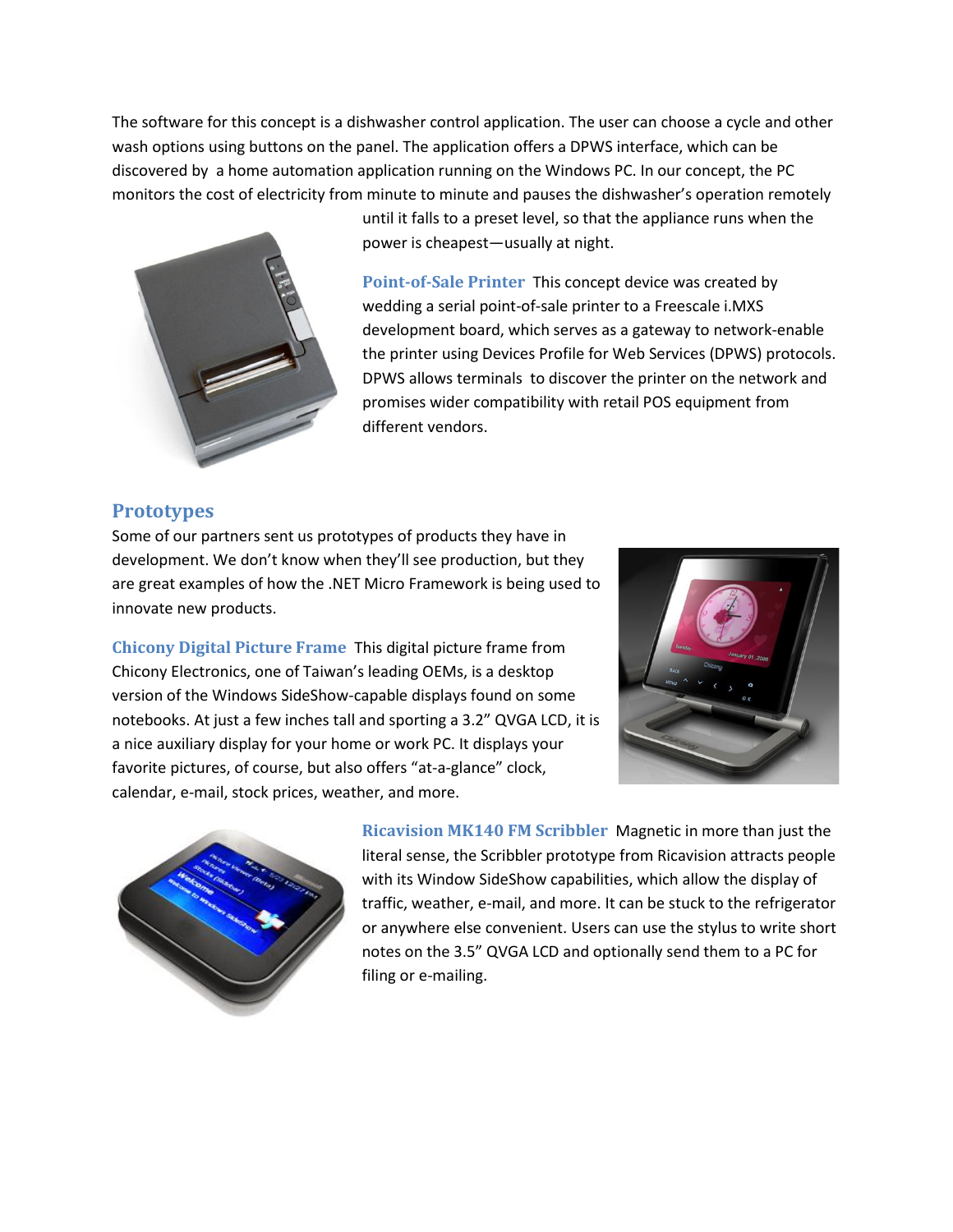The software for this concept is a dishwasher control application. The user can choose a cycle and other wash options using buttons on the panel. The application offers a DPWS interface, which can be discovered by a home automation application running on the Windows PC. In our concept, the PC monitors the cost of electricity from minute to minute and pauses the dishwasher's operation remotely until it falls to a preset level, so that the appliance runs when the power is cheapest—usually at night.

**Point-of-Sale Printer** This concept device was created by wedding a serial point-of-sale printer to a Freescale i.MXS development board, which serves as a gateway to network-enable the printer using Devices Profile for Web Services (DPWS) protocols. DPWS allows terminals to discover the printer on the network and promises wider compatibility with retail POS equipment from different vendors.

## Prototypes

Some of our partners sent us prototypes of products they have in development. We don't know when they'll see production, but they are great examples of how the .NET Micro Framework is being used to innovate new products.

**Chicony Digital Picture Frame** This digital picture frame from Chicony Electronics, one of Taiwan's leading OEMs, is a desktop version of the Windows SideShow-capable displays found on some notebooks. At just a few inches tall and sporting a 3.2" QVGA LCD, it is a nice auxiliary display for your home or work PC. It displays your favorite pictures, of course, but also offers "at-a-glance" clock, calendar, e-mail, stock prices, weather, and more.

**Ricavision MK140 FM Scribbler** Magnetic in more than just the literal sense, the Scribbler prototype from Ricavision attracts people with its Window SideShow capabilities, which allow the display of traffic, weather, e-mail, and more. It can be stuck to the refrigerator or anywhere else convenient. Users can use the stylus to write short notes on the 3.5" QVGA LCD and optionally send them to a PC for filing or e-mailing.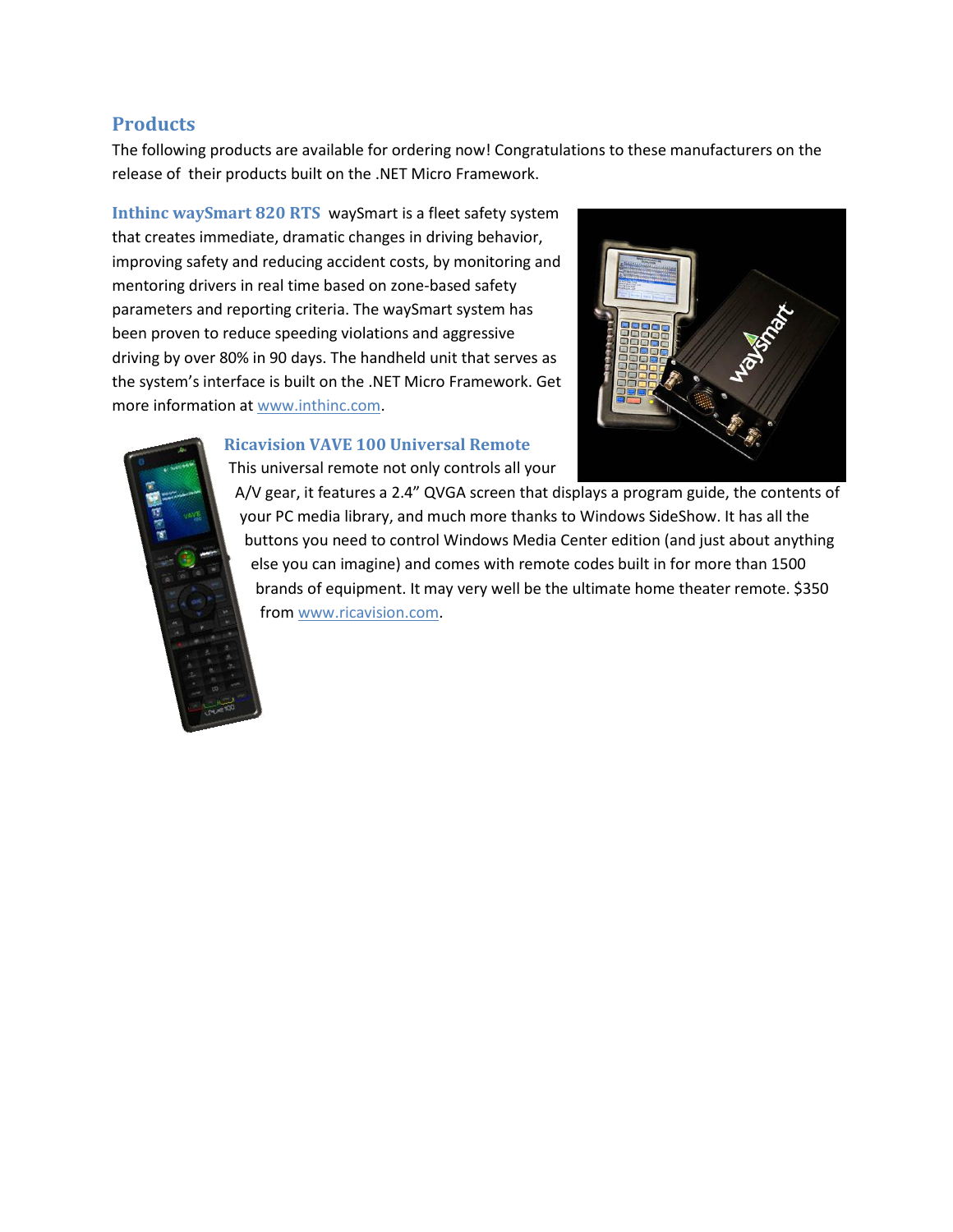## Products

The following products are available for ordering now! Congratulations to these manufacturers on the release of their products built on the .NET Micro Framework.

**Inthinc waySmart 820 RTS** waySmart is a fleet safety system that creates immediate, dramatic changes in driving behavior, improving safety and reducing accident costs, by monitoring and mentoring drivers in real time based on zone-based safety parameters and reporting criteria. The waySmart system has been proven to reduce speeding violations and aggressive driving by over 80% in 90 days. The handheld unit that serves as the system's interface is built on the .NET Micro Framework. Get more information at www.inthinc.com.

**Ricavision VAVE 100 Universal Remote** This universal remote not only controls all your A/V gear, it features a 2.4" QVGA screen that displays a program guide, the contents of your PC media library, and much more thanks to Windows SideShow. It has all the buttons you need to control Windows Media Center edition (and just about anything else you can imagine) and comes with remote codes built in for more than 1500 brands of equipment. It may very well be the ultimate home theater remote. $350 from www.ricavision.com.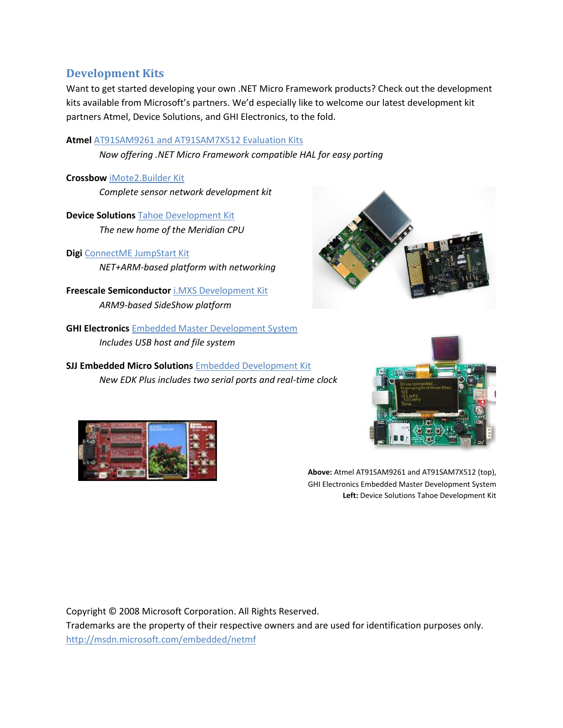## Development Kits

Want to get started developing your own .NET Micro Framework products? Check out the development kits available from Microsoft's partners. We'd especially like to welcome our latest development kit partners Atmel, Device Solutions, and GHI Electronics, to the fold.

**Atmel** AT91SAM9261 and AT91SAM7X512 Evaluation Kits

*Now offering .NET Micro Framework compatible HAL for easy porting*

**Crossbow** iMote2.Builder Kit

*Complete sensor network development kit*

**Device Solutions** Tahoe Development Kit

*The new home of the Meridian CPU*

**Digi** ConnectME JumpStart Kit

*NET+ARM-based platform with networking*

**Freescale Semiconductor** i.MXS Development Kit

*ARM9-based SideShow platform*

**GHI Electronics** Embedded Master Development System

*Includes USB host and file system*

**SJJ Embedded Micro Solutions** Embedded Development Kit

*New EDK Plus includes two serial ports and real-time clock*

**Above:** Atmel AT91SAM9261 and AT91SAM7X512 (top), GHI Electronics Embedded Master Development System
**Left:** Device Solutions Tahoe Development Kit

Copyright © 2008 Microsoft Corporation. All Rights Reserved.
Trademarks are the property of their respective owners and are used for identification purposes only.
http://msdn.microsoft.com/embedded/netmf